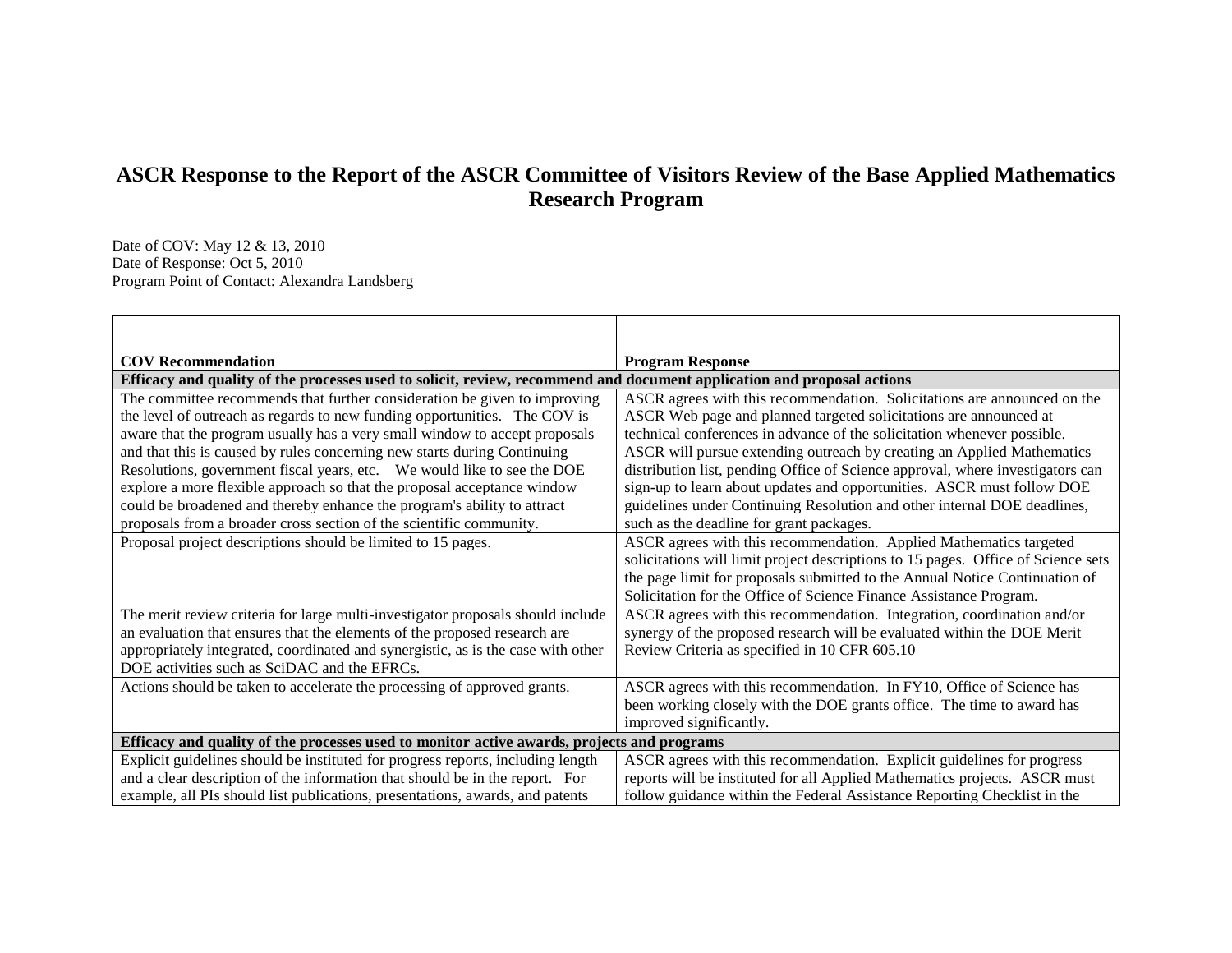# ASCR Response to the Report of the ASCR Committee of Visitors Review of the Base Applied Mathematics Research Program

Date of COV: May 12 & 13, 2010
Date of Response: Oct 5, 2010
Program Point of Contact: Alexandra Landsberg

| COV Recommendation | Program Response |
|---|---|
| **Efficacy and quality of the processes used to solicit, review, recommend and document application and proposal actions** | |
| The committee recommends that further consideration be given to improving the level of outreach as regards to new funding opportunities. The COV is aware that the program usually has a very small window to accept proposals and that this is caused by rules concerning new starts during Continuing Resolutions, government fiscal years, etc. We would like to see the DOE explore a more flexible approach so that the proposal acceptance window could be broadened and thereby enhance the program's ability to attract proposals from a broader cross section of the scientific community. | ASCR agrees with this recommendation. Solicitations are announced on the ASCR Web page and planned targeted solicitations are announced at technical conferences in advance of the solicitation whenever possible. ASCR will pursue extending outreach by creating an Applied Mathematics distribution list, pending Office of Science approval, where investigators can sign-up to learn about updates and opportunities. ASCR must follow DOE guidelines under Continuing Resolution and other internal DOE deadlines, such as the deadline for grant packages. |
| Proposal project descriptions should be limited to 15 pages. | ASCR agrees with this recommendation. Applied Mathematics targeted solicitations will limit project descriptions to 15 pages. Office of Science sets the page limit for proposals submitted to the Annual Notice Continuation of Solicitation for the Office of Science Finance Assistance Program. |
| The merit review criteria for large multi-investigator proposals should include an evaluation that ensures that the elements of the proposed research are appropriately integrated, coordinated and synergistic, as is the case with other DOE activities such as SciDAC and the EFRCs. | ASCR agrees with this recommendation. Integration, coordination and/or synergy of the proposed research will be evaluated within the DOE Merit Review Criteria as specified in 10 CFR 605.10 |
| Actions should be taken to accelerate the processing of approved grants. | ASCR agrees with this recommendation. In FY10, Office of Science has been working closely with the DOE grants office. The time to award has improved significantly. |
| **Efficacy and quality of the processes used to monitor active awards, projects and programs** | |
| Explicit guidelines should be instituted for progress reports, including length and a clear description of the information that should be in the report. For example, all PIs should list publications, presentations, awards, and patents | ASCR agrees with this recommendation. Explicit guidelines for progress reports will be instituted for all Applied Mathematics projects. ASCR must follow guidance within the Federal Assistance Reporting Checklist in the |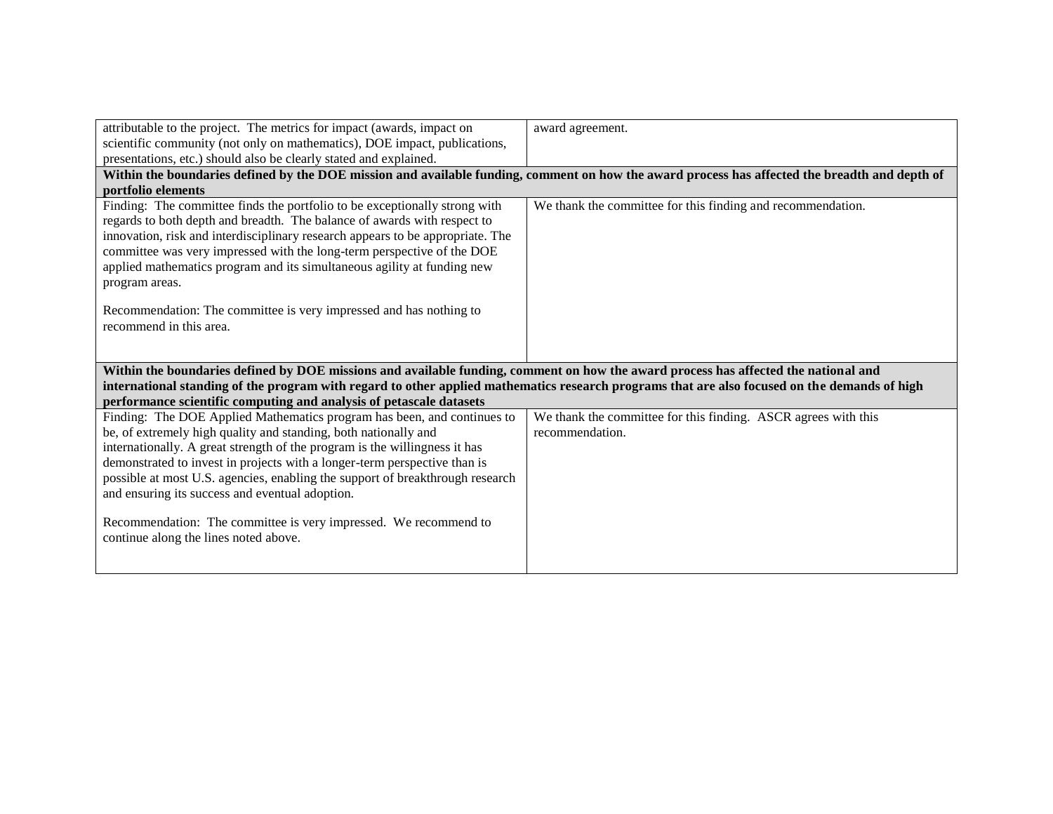| | |
|---|---|
| attributable to the project. The metrics for impact (awards, impact on scientific community (not only on mathematics), DOE impact, publications, presentations, etc.) should also be clearly stated and explained. | award agreement. |
| **Within the boundaries defined by the DOE mission and available funding, comment on how the award process has affected the breadth and depth of portfolio elements** | |
| Finding: The committee finds the portfolio to be exceptionally strong with regards to both depth and breadth. The balance of awards with respect to innovation, risk and interdisciplinary research appears to be appropriate. The committee was very impressed with the long-term perspective of the DOE applied mathematics program and its simultaneous agility at funding new program areas.<br><br>Recommendation: The committee is very impressed and has nothing to recommend in this area. | We thank the committee for this finding and recommendation. |
| **Within the boundaries defined by DOE missions and available funding, comment on how the award process has affected the national and international standing of the program with regard to other applied mathematics research programs that are also focused on the demands of high performance scientific computing and analysis of petascale datasets** | |
| Finding: The DOE Applied Mathematics program has been, and continues to be, of extremely high quality and standing, both nationally and internationally. A great strength of the program is the willingness it has demonstrated to invest in projects with a longer-term perspective than is possible at most U.S. agencies, enabling the support of breakthrough research and ensuring its success and eventual adoption.<br><br>Recommendation: The committee is very impressed. We recommend to continue along the lines noted above. | We thank the committee for this finding. ASCR agrees with this recommendation. |